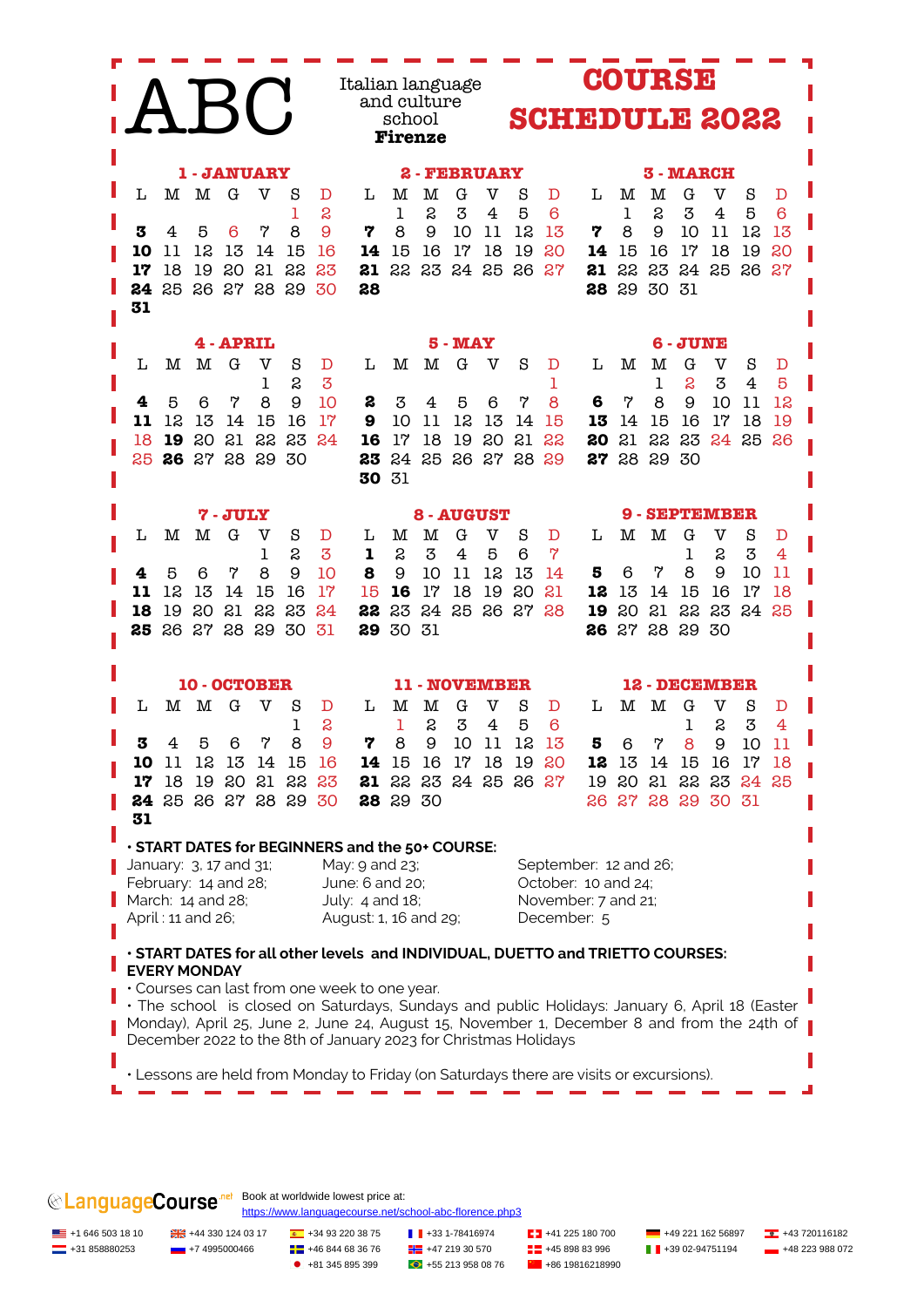# ABC

Italian language and culture school **Firenze**

# COURSE SCHEDULE 2022

### 1 - JANUARY

| L | M | M | G | V | S | D |
|---|---|---|---|---|---|---|
| | | | | | 1 | 2 |
| **3** | 4 | 5 | 6 | 7 | 8 | 9 |
| **10** | 11 | 12 | 13 | 14 | 15 | 16 |
| **17** | 18 | 19 | 20 | 21 | 22 | 23 |
| **24** | 25 | 26 | 27 | 28 | 29 | 30 |
| **31** | | | | | | |

### 2 - FEBRUARY

| L | M | M | G | V | S | D |
|---|---|---|---|---|---|---|
| | 1 | 2 | 3 | 4 | 5 | 6 |
| **7** | 8 | 9 | 10 | 11 | 12 | 13 |
| **14** | 15 | 16 | 17 | 18 | 19 | 20 |
| **21** | 22 | 23 | 24 | 25 | 26 | 27 |
| **28** | | | | | | |

### 3 - MARCH

| L | M | M | G | V | S | D |
|---|---|---|---|---|---|---|
| | 1 | 2 | 3 | 4 | 5 | 6 |
| **7** | 8 | 9 | 10 | 11 | 12 | 13 |
| **14** | 15 | 16 | 17 | 18 | 19 | 20 |
| **21** | 22 | 23 | 24 | 25 | 26 | 27 |
| **28** | 29 | 30 | 31 | | | |

### 4 - APRIL

| L | M | M | G | V | S | D |
|---|---|---|---|---|---|---|
| | | | | 1 | 2 | 3 |
| **4** | 5 | 6 | 7 | 8 | 9 | 10 |
| **11** | 12 | 13 | 14 | 15 | 16 | 17 |
| 18 | **19** | 20 | 21 | 22 | 23 | 24 |
| 25 | **26** | 27 | 28 | 29 | 30 | |

### 5 - MAY

| L | M | M | G | V | S | D |
|---|---|---|---|---|---|---|
| | | | | | | 1 |
| **2** | 3 | 4 | 5 | 6 | 7 | 8 |
| **9** | 10 | 11 | 12 | 13 | 14 | 15 |
| **16** | 17 | 18 | 19 | 20 | 21 | 22 |
| **23** | 24 | 25 | 26 | 27 | 28 | 29 |
| **30** | 31 | | | | | |

### 6 - JUNE

| L | M | M | G | V | S | D |
|---|---|---|---|---|---|---|
| | | 1 | 2 | 3 | 4 | 5 |
| **6** | 7 | 8 | 9 | 10 | 11 | 12 |
| **13** | 14 | 15 | 16 | 17 | 18 | 19 |
| **20** | 21 | 22 | 23 | 24 | 25 | 26 |
| **27** | 28 | 29 | 30 | | | |

### 7 - JULY

| L | M | M | G | V | S | D |
|---|---|---|---|---|---|---|
| | | | | 1 | 2 | 3 |
| **4** | 5 | 6 | 7 | 8 | 9 | 10 |
| **11** | 12 | 13 | 14 | 15 | 16 | 17 |
| **18** | 19 | 20 | 21 | 22 | 23 | 24 |
| **25** | 26 | 27 | 28 | 29 | 30 | 31 |

### 8 - AUGUST

| L | M | M | G | V | S | D |
|---|---|---|---|---|---|---|
| **1** | 2 | 3 | 4 | 5 | 6 | 7 |
| **8** | 9 | 10 | 11 | 12 | 13 | 14 |
| 15 | **16** | 17 | 18 | 19 | 20 | 21 |
| **22** | 23 | 24 | 25 | 26 | 27 | 28 |
| **29** | 30 | 31 | | | | |

### 9 - SEPTEMBER

| L | M | M | G | V | S | D |
|---|---|---|---|---|---|---|
| | | | 1 | 2 | 3 | 4 |
| **5** | 6 | 7 | 8 | 9 | 10 | 11 |
| **12** | 13 | 14 | 15 | 16 | 17 | 18 |
| **19** | 20 | 21 | 22 | 23 | 24 | 25 |
| **26** | 27 | 28 | 29 | 30 | | |

### 10 - OCTOBER

| L | M | M | G | V | S | D |
|---|---|---|---|---|---|---|
| | | | | | 1 | 2 |
| **3** | 4 | 5 | 6 | 7 | 8 | 9 |
| **10** | 11 | 12 | 13 | 14 | 15 | 16 |
| **17** | 18 | 19 | 20 | 21 | 22 | 23 |
| **24** | 25 | 26 | 27 | 28 | 29 | 30 |
| **31** | | | | | | |

### 11 - NOVEMBER

| L | M | M | G | V | S | D |
|---|---|---|---|---|---|---|
| | 1 | 2 | 3 | 4 | 5 | 6 |
| **7** | 8 | 9 | 10 | 11 | 12 | 13 |
| **14** | 15 | 16 | 17 | 18 | 19 | 20 |
| **21** | 22 | 23 | 24 | 25 | 26 | 27 |
| **28** | 29 | 30 | | | | |

### 12 - DECEMBER

| L | M | M | G | V | S | D |
|---|---|---|---|---|---|---|
| | | | 1 | 2 | 3 | 4 |
| **5** | 6 | 7 | 8 | 9 | 10 | 11 |
| **12** | 13 | 14 | 15 | 16 | 17 | 18 |
| 19 | 20 | 21 | 22 | 23 | 24 | 25 |
| 26 | 27 | 28 | 29 | 30 | 31 | |

**• START DATES for BEGINNERS and the 50+ COURSE:**

January: 3, 17 and 31;
February: 14 and 28;
March: 14 and 28;
April : 11 and 26;
May: 9 and 23;
June: 6 and 20;
July: 4 and 18;
August: 1, 16 and 29;
September: 12 and 26;
October: 10 and 24;
November: 7 and 21;
December: 5

**• START DATES for all other levels and INDIVIDUAL, DUETTO and TRIETTO COURSES: EVERY MONDAY**

• Courses can last from one week to one year.

• The school is closed on Saturdays, Sundays and public Holidays: January 6, April 18 (Easter Monday), April 25, June 2, June 24, August 15, November 1, December 8 and from the 24th of December 2022 to the 8th of January 2023 for Christmas Holidays

• Lessons are held from Monday to Friday (on Saturdays there are visits or excursions).

LanguageCourse.net — Book at worldwide lowest price at: https://www.languagecourse.net/school-abc-florence.php3

+1 646 503 18 10 · +44 330 124 03 17 · +34 93 220 38 75 · +33 1-78416974 · +41 225 180 700 · +49 221 162 56897 · +43 720116182
+31 858880253 · +7 4995000466 · +46 844 68 36 76 · +47 219 30 570 · +45 898 83 996 · +39 02-94751194 · +48 223 988 072
+81 345 895 399 · +55 213 958 08 76 · +86 19816218990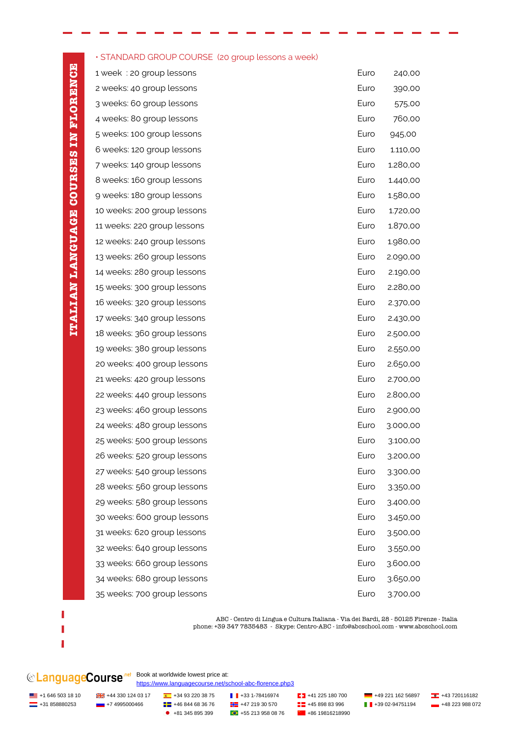ITALIAN LANGUAGE COURSES IN FLORENCE

• STANDARD GROUP COURSE (20 group lessons a week)

| | | |
|---|---|---|
| 1 week : 20 group lessons | Euro | 240,00 |
| 2 weeks: 40 group lessons | Euro | 390,00 |
| 3 weeks: 60 group lessons | Euro | 575,00 |
| 4 weeks: 80 group lessons | Euro | 760,00 |
| 5 weeks: 100 group lessons | Euro | 945,00 |
| 6 weeks: 120 group lessons | Euro | 1.110,00 |
| 7 weeks: 140 group lessons | Euro | 1.280,00 |
| 8 weeks: 160 group lessons | Euro | 1.440,00 |
| 9 weeks: 180 group lessons | Euro | 1.580,00 |
| 10 weeks: 200 group lessons | Euro | 1.720,00 |
| 11 weeks: 220 group lessons | Euro | 1.870,00 |
| 12 weeks: 240 group lessons | Euro | 1.980,00 |
| 13 weeks: 260 group lessons | Euro | 2.090,00 |
| 14 weeks: 280 group lessons | Euro | 2.190,00 |
| 15 weeks: 300 group lessons | Euro | 2.280,00 |
| 16 weeks: 320 group lessons | Euro | 2.370,00 |
| 17 weeks: 340 group lessons | Euro | 2.430,00 |
| 18 weeks: 360 group lessons | Euro | 2.500,00 |
| 19 weeks: 380 group lessons | Euro | 2.550,00 |
| 20 weeks: 400 group lessons | Euro | 2.650,00 |
| 21 weeks: 420 group lessons | Euro | 2.700,00 |
| 22 weeks: 440 group lessons | Euro | 2.800,00 |
| 23 weeks: 460 group lessons | Euro | 2.900,00 |
| 24 weeks: 480 group lessons | Euro | 3.000,00 |
| 25 weeks: 500 group lessons | Euro | 3.100,00 |
| 26 weeks: 520 group lessons | Euro | 3.200,00 |
| 27 weeks: 540 group lessons | Euro | 3.300,00 |
| 28 weeks: 560 group lessons | Euro | 3.350,00 |
| 29 weeks: 580 group lessons | Euro | 3.400,00 |
| 30 weeks: 600 group lessons | Euro | 3.450,00 |
| 31 weeks: 620 group lessons | Euro | 3.500,00 |
| 32 weeks: 640 group lessons | Euro | 3.550,00 |
| 33 weeks: 660 group lessons | Euro | 3.600,00 |
| 34 weeks: 680 group lessons | Euro | 3.650,00 |
| 35 weeks: 700 group lessons | Euro | 3.700,00 |

ABC - Centro di Lingua e Cultura Italiana - Via dei Bardi, 28 - 50125 Firenze - Italia
phone: +39 347 7835483 - Skype: Centro-ABC - info@abcschool.com - www.abcschool.com

LanguageCourse.net Book at worldwide lowest price at:
https://www.languagecourse.net/school-abc-florence.php3

+1 646 503 18 10 | +44 330 124 03 17 | +34 93 220 38 75 | +33 1-78416974 | +41 225 180 700 | +49 221 162 56897 | +43 720116182
+31 858880253 | +7 4995000466 | +46 844 68 36 76 | +47 219 30 570 | +45 898 83 996 | +39 02-94751194 | +48 223 988 072
+81 345 895 399 | +55 213 958 08 76 | +86 19816218990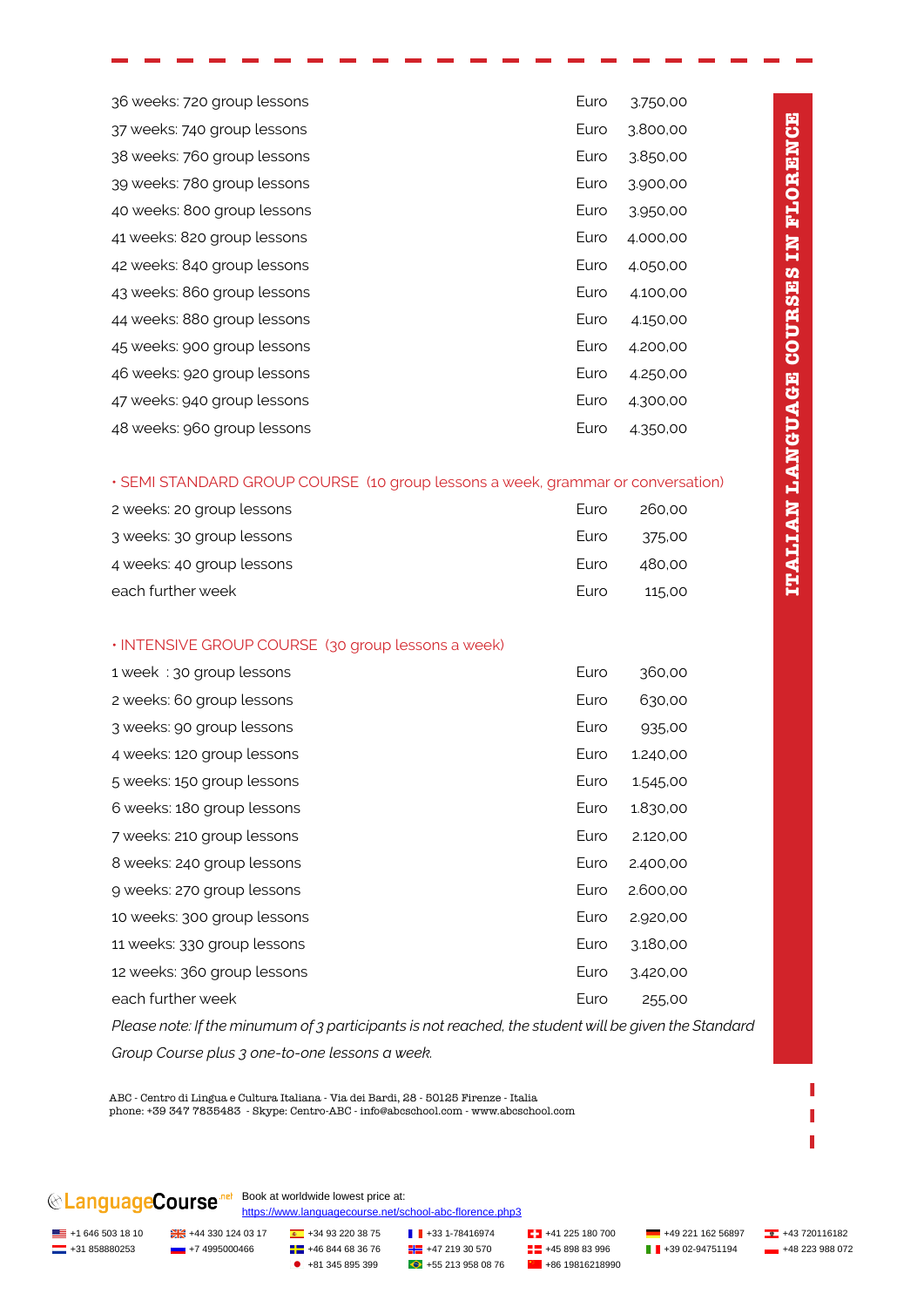| | | |
|---|---|---|
| 36 weeks: 720 group lessons | Euro | 3.750,00 |
| 37 weeks: 740 group lessons | Euro | 3.800,00 |
| 38 weeks: 760 group lessons | Euro | 3.850,00 |
| 39 weeks: 780 group lessons | Euro | 3.900,00 |
| 40 weeks: 800 group lessons | Euro | 3.950,00 |
| 41 weeks: 820 group lessons | Euro | 4.000,00 |
| 42 weeks: 840 group lessons | Euro | 4.050,00 |
| 43 weeks: 860 group lessons | Euro | 4.100,00 |
| 44 weeks: 880 group lessons | Euro | 4.150,00 |
| 45 weeks: 900 group lessons | Euro | 4.200,00 |
| 46 weeks: 920 group lessons | Euro | 4.250,00 |
| 47 weeks: 940 group lessons | Euro | 4.300,00 |
| 48 weeks: 960 group lessons | Euro | 4.350,00 |

• SEMI STANDARD GROUP COURSE (10 group lessons a week, grammar or conversation)

| | | |
|---|---|---|
| 2 weeks: 20 group lessons | Euro | 260,00 |
| 3 weeks: 30 group lessons | Euro | 375,00 |
| 4 weeks: 40 group lessons | Euro | 480,00 |
| each further week | Euro | 115,00 |

• INTENSIVE GROUP COURSE (30 group lessons a week)

| | | |
|---|---|---|
| 1 week : 30 group lessons | Euro | 360,00 |
| 2 weeks: 60 group lessons | Euro | 630,00 |
| 3 weeks: 90 group lessons | Euro | 935,00 |
| 4 weeks: 120 group lessons | Euro | 1.240,00 |
| 5 weeks: 150 group lessons | Euro | 1.545,00 |
| 6 weeks: 180 group lessons | Euro | 1.830,00 |
| 7 weeks: 210 group lessons | Euro | 2.120,00 |
| 8 weeks: 240 group lessons | Euro | 2.400,00 |
| 9 weeks: 270 group lessons | Euro | 2.600,00 |
| 10 weeks: 300 group lessons | Euro | 2.920,00 |
| 11 weeks: 330 group lessons | Euro | 3.180,00 |
| 12 weeks: 360 group lessons | Euro | 3.420,00 |
| each further week | Euro | 255,00 |

*Please note: If the minumum of 3 participants is not reached, the student will be given the Standard Group Course plus 3 one-to-one lessons a week.*

ITALIAN LANGUAGE COURSES IN FLORENCE

ABC - Centro di Lingua e Cultura Italiana - Via dei Bardi, 28 - 50125 Firenze - Italia
phone: +39 347 7835483 - Skype: Centro-ABC - info@abcschool.com - www.abcschool.com

LanguageCourse.net Book at worldwide lowest price at:
https://www.languagecourse.net/school-abc-florence.php3

+1 646 503 18 10 | +44 330 124 03 17 | +34 93 220 38 75 | +33 1-78416974 | +41 225 180 700 | +49 221 162 56897 | +43 720116182
+31 858880253 | +7 4995000466 | +46 844 68 36 76 | +47 219 30 570 | +45 898 83 996 | +39 02-94751194 | +48 223 988 072
+81 345 895 399 | +55 213 958 08 76 | +86 19816218990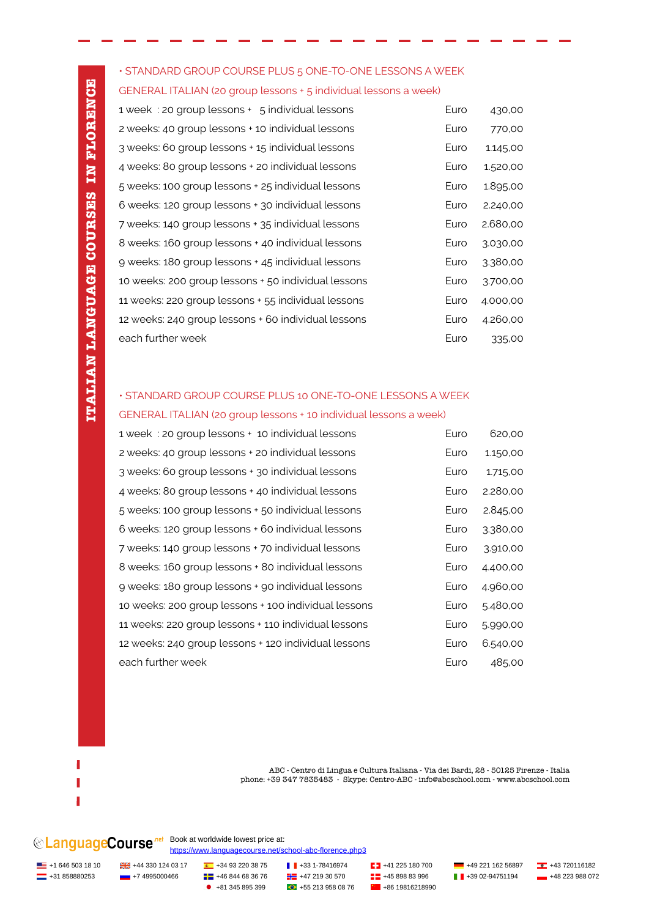ITALIAN LANGUAGE COURSES IN FLORENCE

• STANDARD GROUP COURSE PLUS 5 ONE-TO-ONE LESSONS A WEEK

GENERAL ITALIAN (20 group lessons + 5 individual lessons a week)

| | | |
|---|---|---|
| 1 week : 20 group lessons + 5 individual lessons | Euro | 430,00 |
| 2 weeks: 40 group lessons + 10 individual lessons | Euro | 770,00 |
| 3 weeks: 60 group lessons + 15 individual lessons | Euro | 1.145,00 |
| 4 weeks: 80 group lessons + 20 individual lessons | Euro | 1.520,00 |
| 5 weeks: 100 group lessons + 25 individual lessons | Euro | 1.895,00 |
| 6 weeks: 120 group lessons + 30 individual lessons | Euro | 2.240,00 |
| 7 weeks: 140 group lessons + 35 individual lessons | Euro | 2.680,00 |
| 8 weeks: 160 group lessons + 40 individual lessons | Euro | 3.030,00 |
| 9 weeks: 180 group lessons + 45 individual lessons | Euro | 3.380,00 |
| 10 weeks: 200 group lessons + 50 individual lessons | Euro | 3.700,00 |
| 11 weeks: 220 group lessons + 55 individual lessons | Euro | 4.000,00 |
| 12 weeks: 240 group lessons + 60 individual lessons | Euro | 4.260,00 |
| each further week | Euro | 335,00 |

• STANDARD GROUP COURSE PLUS 10 ONE-TO-ONE LESSONS A WEEK

GENERAL ITALIAN (20 group lessons + 10 individual lessons a week)

| | | |
|---|---|---|
| 1 week : 20 group lessons + 10 individual lessons | Euro | 620,00 |
| 2 weeks: 40 group lessons + 20 individual lessons | Euro | 1.150,00 |
| 3 weeks: 60 group lessons + 30 individual lessons | Euro | 1.715,00 |
| 4 weeks: 80 group lessons + 40 individual lessons | Euro | 2.280,00 |
| 5 weeks: 100 group lessons + 50 individual lessons | Euro | 2.845,00 |
| 6 weeks: 120 group lessons + 60 individual lessons | Euro | 3.380,00 |
| 7 weeks: 140 group lessons + 70 individual lessons | Euro | 3.910,00 |
| 8 weeks: 160 group lessons + 80 individual lessons | Euro | 4.400,00 |
| 9 weeks: 180 group lessons + 90 individual lessons | Euro | 4.960,00 |
| 10 weeks: 200 group lessons + 100 individual lessons | Euro | 5.480,00 |
| 11 weeks: 220 group lessons + 110 individual lessons | Euro | 5.990,00 |
| 12 weeks: 240 group lessons + 120 individual lessons | Euro | 6.540,00 |
| each further week | Euro | 485,00 |

ABC - Centro di Lingua e Cultura Italiana - Via dei Bardi, 28 - 50125 Firenze - Italia
phone: +39 347 7835483 - Skype: Centro-ABC - info@abcschool.com - www.abcschool.com

LanguageCourse.net Book at worldwide lowest price at:
https://www.languagecourse.net/school-abc-florence.php3

+1 646 503 18 10 · +44 330 124 03 17 · +34 93 220 38 75 · +33 1-78416974 · +41 225 180 700 · +49 221 162 56897 · +43 720116182
+31 858880253 · +7 4995000466 · +46 844 68 36 76 · +47 219 30 570 · +45 898 83 996 · +39 02-94751194 · +48 223 988 072
+81 345 895 399 · +55 213 958 08 76 · +86 19816218990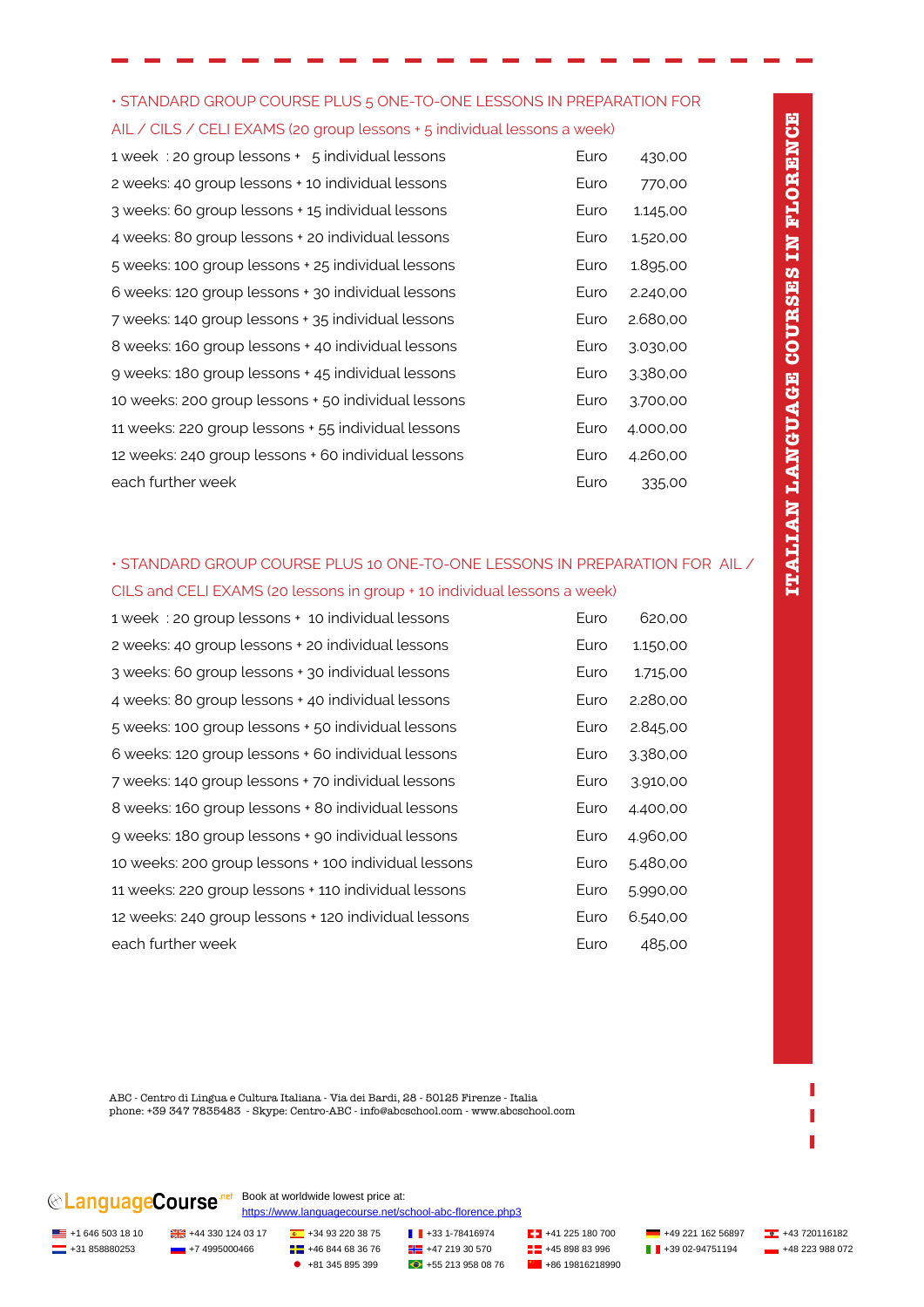• STANDARD GROUP COURSE PLUS 5 ONE-TO-ONE LESSONS IN PREPARATION FOR AIL / CILS / CELI EXAMS (20 group lessons + 5 individual lessons a week)

| | | |
|---|---|---|
| 1 week : 20 group lessons + 5 individual lessons | Euro | 430,00 |
| 2 weeks: 40 group lessons + 10 individual lessons | Euro | 770,00 |
| 3 weeks: 60 group lessons + 15 individual lessons | Euro | 1.145,00 |
| 4 weeks: 80 group lessons + 20 individual lessons | Euro | 1.520,00 |
| 5 weeks: 100 group lessons + 25 individual lessons | Euro | 1.895,00 |
| 6 weeks: 120 group lessons + 30 individual lessons | Euro | 2.240,00 |
| 7 weeks: 140 group lessons + 35 individual lessons | Euro | 2.680,00 |
| 8 weeks: 160 group lessons + 40 individual lessons | Euro | 3.030,00 |
| 9 weeks: 180 group lessons + 45 individual lessons | Euro | 3.380,00 |
| 10 weeks: 200 group lessons + 50 individual lessons | Euro | 3.700,00 |
| 11 weeks: 220 group lessons + 55 individual lessons | Euro | 4.000,00 |
| 12 weeks: 240 group lessons + 60 individual lessons | Euro | 4.260,00 |
| each further week | Euro | 335,00 |

• STANDARD GROUP COURSE PLUS 10 ONE-TO-ONE LESSONS IN PREPARATION FOR AIL / CILS and CELI EXAMS (20 lessons in group + 10 individual lessons a week)

| | | |
|---|---|---|
| 1 week : 20 group lessons + 10 individual lessons | Euro | 620,00 |
| 2 weeks: 40 group lessons + 20 individual lessons | Euro | 1.150,00 |
| 3 weeks: 60 group lessons + 30 individual lessons | Euro | 1.715,00 |
| 4 weeks: 80 group lessons + 40 individual lessons | Euro | 2.280,00 |
| 5 weeks: 100 group lessons + 50 individual lessons | Euro | 2.845,00 |
| 6 weeks: 120 group lessons + 60 individual lessons | Euro | 3.380,00 |
| 7 weeks: 140 group lessons + 70 individual lessons | Euro | 3.910,00 |
| 8 weeks: 160 group lessons + 80 individual lessons | Euro | 4.400,00 |
| 9 weeks: 180 group lessons + 90 individual lessons | Euro | 4.960,00 |
| 10 weeks: 200 group lessons + 100 individual lessons | Euro | 5.480,00 |
| 11 weeks: 220 group lessons + 110 individual lessons | Euro | 5.990,00 |
| 12 weeks: 240 group lessons + 120 individual lessons | Euro | 6.540,00 |
| each further week | Euro | 485,00 |

ITALIAN LANGUAGE COURSES IN FLORENCE

ABC - Centro di Lingua e Cultura Italiana - Via dei Bardi, 28 - 50125 Firenze - Italia
phone: +39 347 7835483 - Skype: Centro-ABC - info@abcschool.com - www.abcschool.com

LanguageCourse.net Book at worldwide lowest price at: https://www.languagecourse.net/school-abc-florence.php3

+1 646 503 18 10 · +44 330 124 03 17 · +34 93 220 38 75 · +33 1-78416974 · +41 225 180 700 · +49 221 162 56897 · +43 720116182
+31 858880253 · +7 4995000466 · +46 844 68 36 76 · +47 219 30 570 · +45 898 83 996 · +39 02-94751194 · +48 223 988 072
+81 345 895 399 · +55 213 958 08 76 · +86 19816218990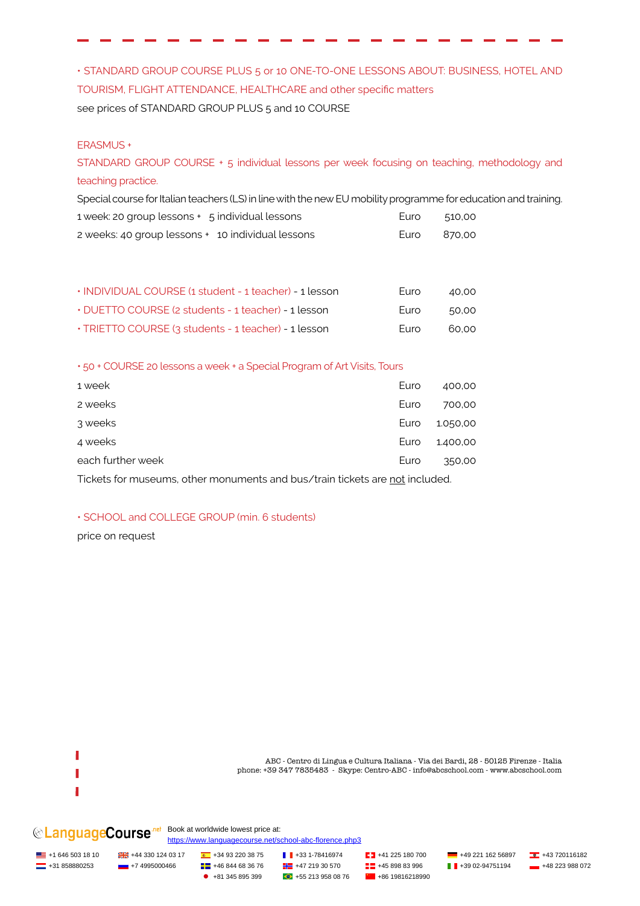• STANDARD GROUP COURSE PLUS 5 or 10 ONE-TO-ONE LESSONS ABOUT: BUSINESS, HOTEL AND TOURISM, FLIGHT ATTENDANCE, HEALTHCARE and other specific matters

see prices of STANDARD GROUP PLUS 5 and 10 COURSE

ERASMUS +

STANDARD GROUP COURSE + 5 individual lessons per week focusing on teaching, methodology and teaching practice.

Special course for Italian teachers (LS) in line with the new EU mobility programme for education and training.

| | | |
|---|---|---|
| 1 week: 20 group lessons + 5 individual lessons | Euro | 510,00 |
| 2 weeks: 40 group lessons + 10 individual lessons | Euro | 870,00 |

| | | |
|---|---|---|
| • INDIVIDUAL COURSE (1 student - 1 teacher) - 1 lesson | Euro | 40,00 |
| • DUETTO COURSE (2 students - 1 teacher) - 1 lesson | Euro | 50,00 |
| • TRIETTO COURSE (3 students - 1 teacher) - 1 lesson | Euro | 60,00 |

• 50 + COURSE 20 lessons a week + a Special Program of Art Visits, Tours

| | | |
|---|---|---|
| 1 week | Euro | 400,00 |
| 2 weeks | Euro | 700,00 |
| 3 weeks | Euro | 1.050,00 |
| 4 weeks | Euro | 1.400,00 |
| each further week | Euro | 350,00 |

Tickets for museums, other monuments and bus/train tickets are not included.

• SCHOOL and COLLEGE GROUP (min. 6 students)

price on request

ABC - Centro di Lingua e Cultura Italiana - Via dei Bardi, 28 - 50125 Firenze - Italia
phone: +39 347 7835483 - Skype: Centro-ABC - info@abcschool.com - www.abcschool.com

LanguageCourse.net Book at worldwide lowest price at:
https://www.languagecourse.net/school-abc-florence.php3

+1 646 503 18 10 · +44 330 124 03 17 · +34 93 220 38 75 · +33 1-78416974 · +41 225 180 700 · +49 221 162 56897 · +43 720116182 · +31 858880253 · +7 4995000466 · +46 844 68 36 76 · +47 219 30 570 · +45 898 83 996 · +39 02-94751194 · +48 223 988 072 · +81 345 895 399 · +55 213 958 08 76 · +86 19816218990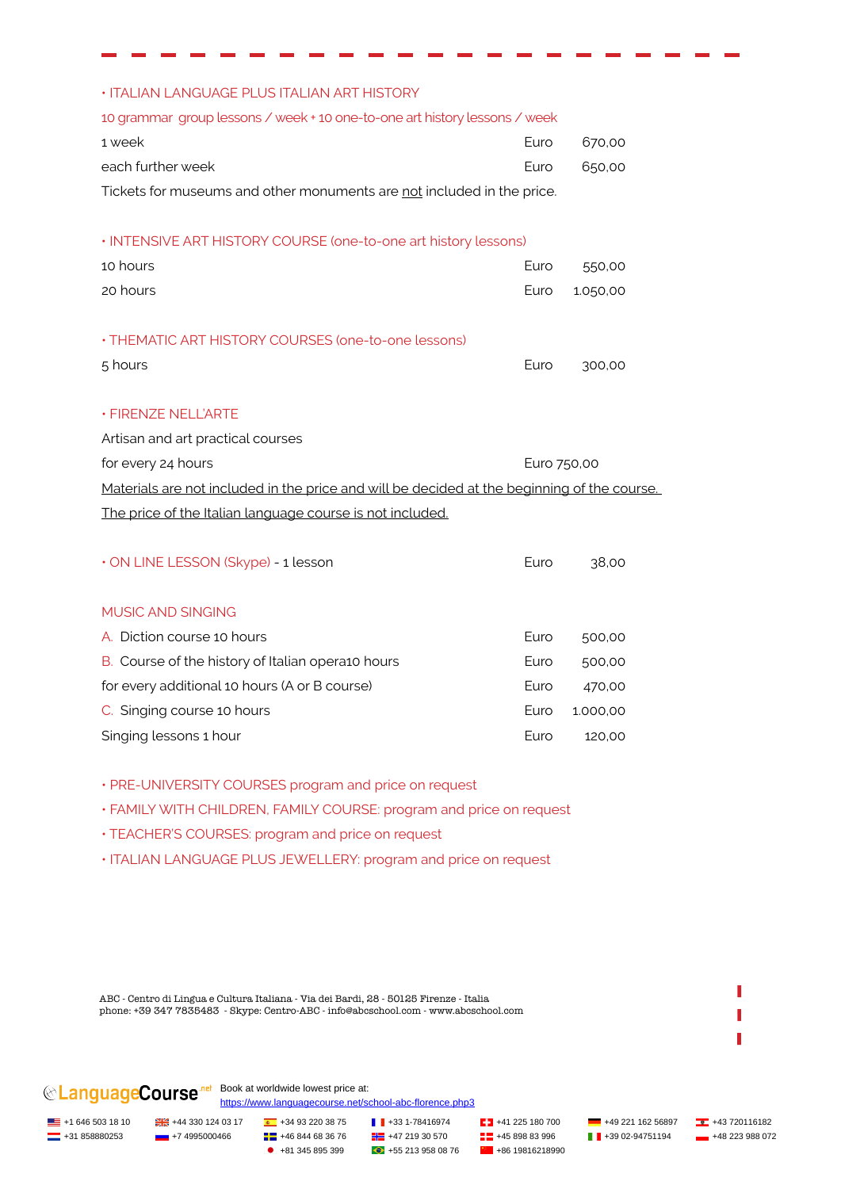• ITALIAN LANGUAGE PLUS ITALIAN ART HISTORY

10 grammar group lessons / week + 10 one-to-one art history lessons / week

| | | |
|---|---|---|
| 1 week | Euro | 670,00 |
| each further week | Euro | 650,00 |

Tickets for museums and other monuments are not included in the price.

• INTENSIVE ART HISTORY COURSE (one-to-one art history lessons)

| | | |
|---|---|---|
| 10 hours | Euro | 550,00 |
| 20 hours | Euro | 1.050,00 |

• THEMATIC ART HISTORY COURSES (one-to-one lessons)

| | | |
|---|---|---|
| 5 hours | Euro | 300,00 |

• FIRENZE NELL'ARTE

Artisan and art practical courses

for every 24 hours — Euro 750,00

Materials are not included in the price and will be decided at the beginning of the course.

The price of the Italian language course is not included.

• ON LINE LESSON (Skype) - 1 lesson — Euro 38,00

MUSIC AND SINGING

| | | |
|---|---|---|
| A. Diction course 10 hours | Euro | 500,00 |
| B. Course of the history of Italian opera10 hours | Euro | 500,00 |
| for every additional 10 hours (A or B course) | Euro | 470,00 |
| C. Singing course 10 hours | Euro | 1.000,00 |
| Singing lessons 1 hour | Euro | 120,00 |

• PRE-UNIVERSITY COURSES program and price on request

• FAMILY WITH CHILDREN, FAMILY COURSE: program and price on request

• TEACHER'S COURSES: program and price on request

• ITALIAN LANGUAGE PLUS JEWELLERY: program and price on request

ABC - Centro di Lingua e Cultura Italiana - Via dei Bardi, 28 - 50125 Firenze - Italia
phone: +39 347 7835483 - Skype: Centro-ABC - info@abcschool.com - www.abcschool.com

LanguageCourse.net Book at worldwide lowest price at: https://www.languagecourse.net/school-abc-florence.php3

+1 646 503 18 10 · +44 330 124 03 17 · +34 93 220 38 75 · +33 1-78416974 · +41 225 180 700 · +49 221 162 56897 · +43 720116182
+31 858880253 · +7 4995000466 · +46 844 68 36 76 · +47 219 30 570 · +45 898 83 996 · +39 02-94751194 · +48 223 988 072
+81 345 895 399 · +55 213 958 08 76 · +86 19816218990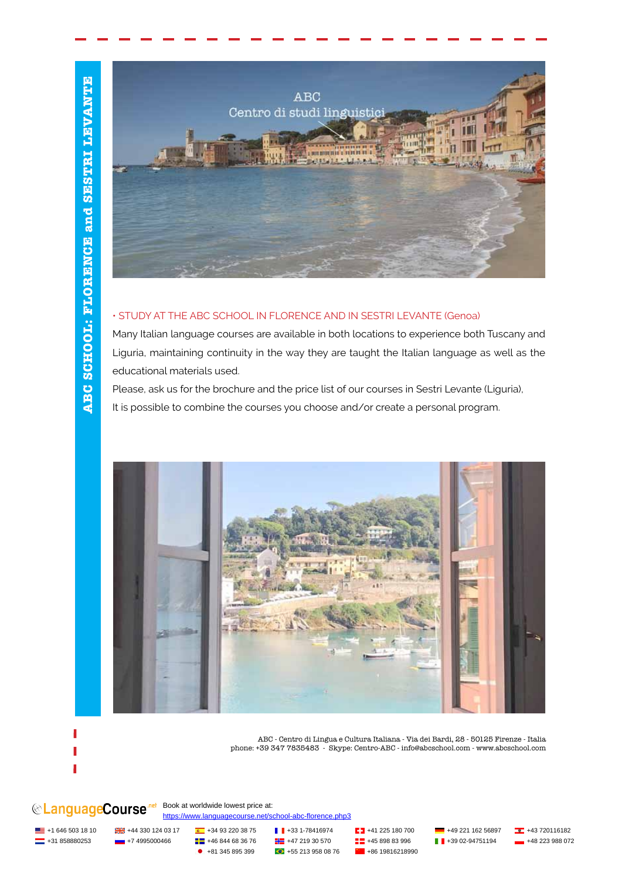**ABC SCHOOL: FLORENCE and SESTRI LEVANTE**

ABC
Centro di studi linguistici

• STUDY AT THE ABC SCHOOL IN FLORENCE AND IN SESTRI LEVANTE (Genoa)

Many Italian language courses are available in both locations to experience both Tuscany and Liguria, maintaining continuity in the way they are taught the Italian language as well as the educational materials used.

Please, ask us for the brochure and the price list of our courses in Sestri Levante (Liguria),

It is possible to combine the courses you choose and/or create a personal program.

ABC - Centro di Lingua e Cultura Italiana - Via dei Bardi, 28 - 50125 Firenze - Italia
phone: +39 347 7835483 - Skype: Centro-ABC - info@abcschool.com - www.abcschool.com

LanguageCourse.net Book at worldwide lowest price at: https://www.languagecourse.net/school-abc-florence.php3

+1 646 503 18 10 · +44 330 124 03 17 · +34 93 220 38 75 · +33 1-78416974 · +41 225 180 700 · +49 221 162 56897 · +43 720116182
+31 858880253 · +7 4995000466 · +46 844 68 36 76 · +47 219 30 570 · +45 898 83 996 · +39 02-94751194 · +48 223 988 072
+81 345 895 399 · +55 213 958 08 76 · +86 19816218990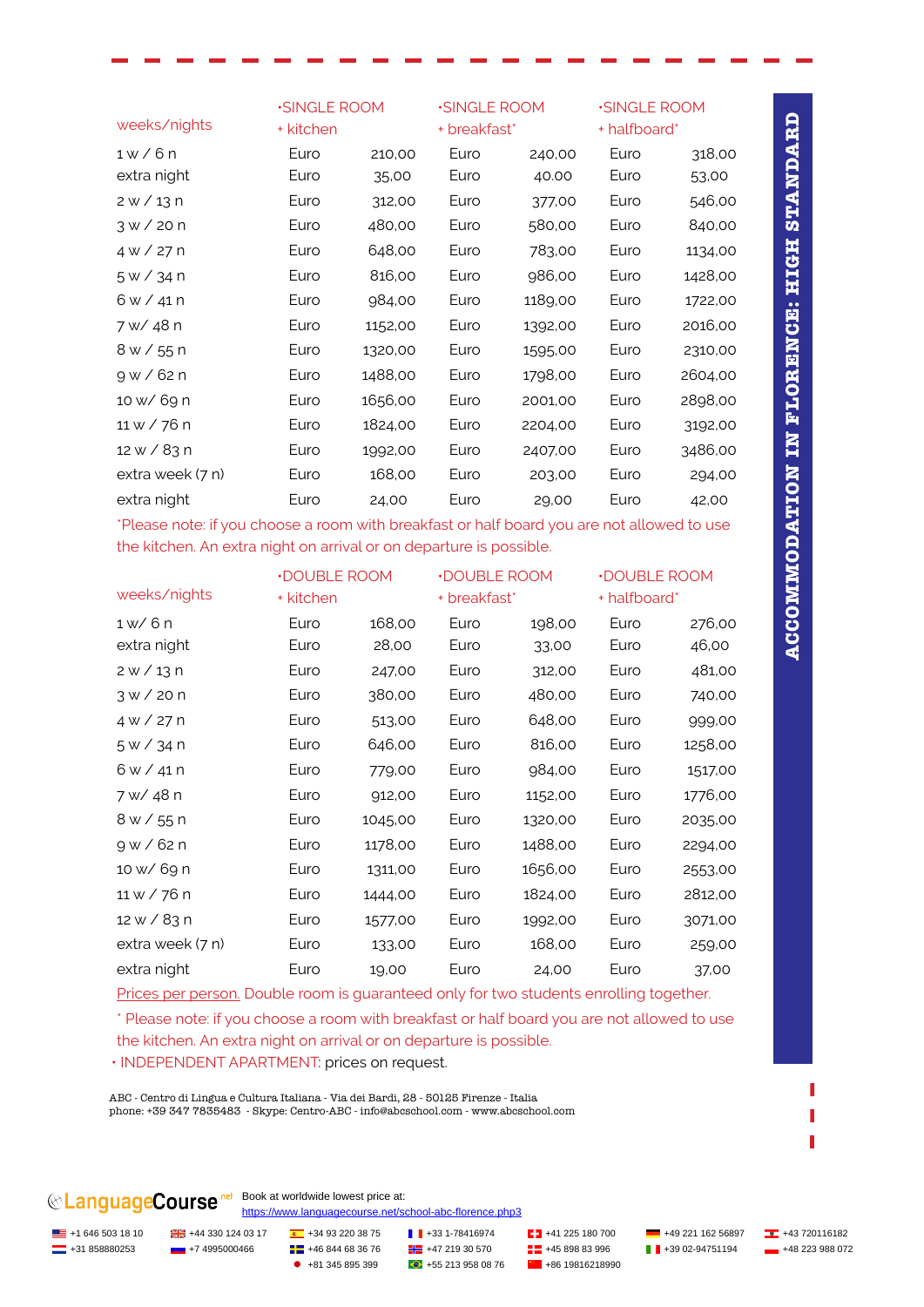# ACCOMMODATION IN FLORENCE: HIGH STANDARD

| weeks/nights | •SINGLE ROOM + kitchen | | •SINGLE ROOM + breakfast* | | •SINGLE ROOM + halfboard* | |
|---|---|---|---|---|---|---|
| 1 w / 6 n | Euro | 210,00 | Euro | 240,00 | Euro | 318,00 |
| extra night | Euro | 35,00 | Euro | 40.00 | Euro | 53,00 |
| 2 w / 13 n | Euro | 312,00 | Euro | 377,00 | Euro | 546,00 |
| 3 w / 20 n | Euro | 480,00 | Euro | 580,00 | Euro | 840,00 |
| 4 w / 27 n | Euro | 648,00 | Euro | 783,00 | Euro | 1134,00 |
| 5 w / 34 n | Euro | 816,00 | Euro | 986,00 | Euro | 1428,00 |
| 6 w / 41 n | Euro | 984,00 | Euro | 1189,00 | Euro | 1722,00 |
| 7 w/ 48 n | Euro | 1152,00 | Euro | 1392,00 | Euro | 2016,00 |
| 8 w / 55 n | Euro | 1320,00 | Euro | 1595,00 | Euro | 2310,00 |
| 9 w / 62 n | Euro | 1488,00 | Euro | 1798,00 | Euro | 2604,00 |
| 10 w/ 69 n | Euro | 1656,00 | Euro | 2001,00 | Euro | 2898,00 |
| 11 w / 76 n | Euro | 1824,00 | Euro | 2204,00 | Euro | 3192,00 |
| 12 w / 83 n | Euro | 1992,00 | Euro | 2407,00 | Euro | 3486,00 |
| extra week (7 n) | Euro | 168,00 | Euro | 203,00 | Euro | 294,00 |
| extra night | Euro | 24,00 | Euro | 29,00 | Euro | 42,00 |

*Please note: if you choose a room with breakfast or half board you are not allowed to use the kitchen. An extra night on arrival or on departure is possible.

| weeks/nights | •DOUBLE ROOM + kitchen | | •DOUBLE ROOM + breakfast* | | •DOUBLE ROOM + halfboard* | |
|---|---|---|---|---|---|---|
| 1 w/ 6 n | Euro | 168,00 | Euro | 198,00 | Euro | 276,00 |
| extra night | Euro | 28,00 | Euro | 33,00 | Euro | 46,00 |
| 2 w / 13 n | Euro | 247,00 | Euro | 312,00 | Euro | 481,00 |
| 3 w / 20 n | Euro | 380,00 | Euro | 480,00 | Euro | 740,00 |
| 4 w / 27 n | Euro | 513,00 | Euro | 648,00 | Euro | 999,00 |
| 5 w / 34 n | Euro | 646,00 | Euro | 816,00 | Euro | 1258,00 |
| 6 w / 41 n | Euro | 779,00 | Euro | 984,00 | Euro | 1517,00 |
| 7 w/ 48 n | Euro | 912,00 | Euro | 1152,00 | Euro | 1776,00 |
| 8 w / 55 n | Euro | 1045,00 | Euro | 1320,00 | Euro | 2035,00 |
| 9 w / 62 n | Euro | 1178,00 | Euro | 1488,00 | Euro | 2294,00 |
| 10 w/ 69 n | Euro | 1311,00 | Euro | 1656,00 | Euro | 2553,00 |
| 11 w / 76 n | Euro | 1444,00 | Euro | 1824,00 | Euro | 2812,00 |
| 12 w / 83 n | Euro | 1577,00 | Euro | 1992,00 | Euro | 3071,00 |
| extra week (7 n) | Euro | 133,00 | Euro | 168,00 | Euro | 259,00 |
| extra night | Euro | 19,00 | Euro | 24,00 | Euro | 37,00 |

Prices per person. Double room is guaranteed only for two students enrolling together.

* Please note: if you choose a room with breakfast or half board you are not allowed to use the kitchen. An extra night on arrival or on departure is possible.

• INDEPENDENT APARTMENT: prices on request.

ABC - Centro di Lingua e Cultura Italiana - Via dei Bardi, 28 - 50125 Firenze - Italia
phone: +39 347 7835483 - Skype: Centro-ABC - info@abcschool.com - www.abcschool.com

LanguageCourse.net Book at worldwide lowest price at: https://www.languagecourse.net/school-abc-florence.php3

+1 646 503 18 10 · +44 330 124 03 17 · +34 93 220 38 75 · +33 1-78416974 · +41 225 180 700 · +49 221 162 56897 · +43 720116182
+31 858880253 · +7 4995000466 · +46 844 68 36 76 · +47 219 30 570 · +45 898 83 996 · +39 02-94751194 · +48 223 988 072
+81 345 895 399 · +55 213 958 08 76 · +86 19816218990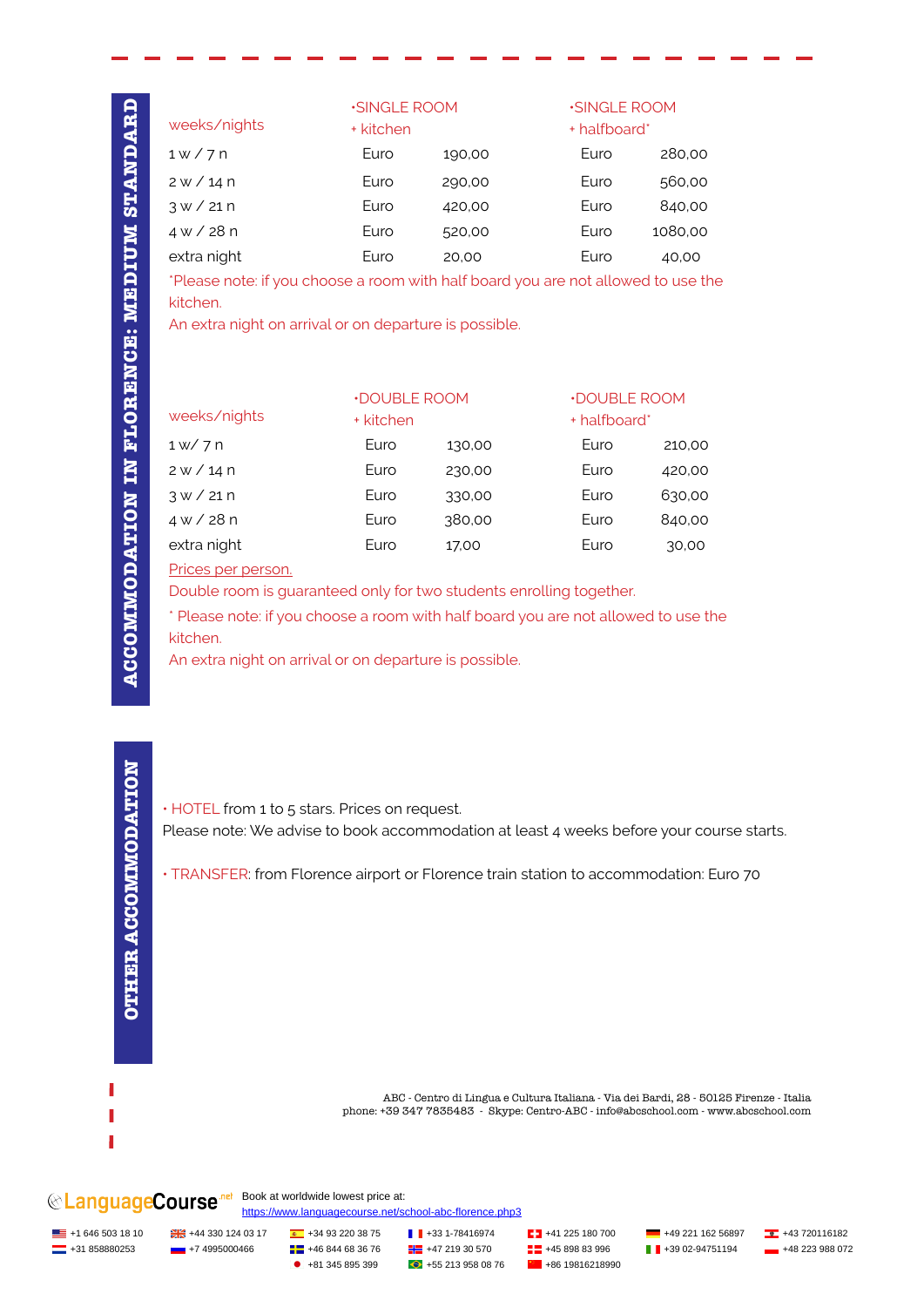## ACCOMMODATION IN FLORENCE: MEDIUM STANDARD

| weeks/nights | •SINGLE ROOM + kitchen | | •SINGLE ROOM + halfboard* | |
|---|---|---|---|---|
| 1 w / 7 n | Euro | 190,00 | Euro | 280,00 |
| 2 w / 14 n | Euro | 290,00 | Euro | 560,00 |
| 3 w / 21 n | Euro | 420,00 | Euro | 840,00 |
| 4 w / 28 n | Euro | 520,00 | Euro | 1080,00 |
| extra night | Euro | 20,00 | Euro | 40,00 |

*Please note: if you choose a room with half board you are not allowed to use the kitchen.

An extra night on arrival or on departure is possible.

| weeks/nights | •DOUBLE ROOM + kitchen | | •DOUBLE ROOM + halfboard* | |
|---|---|---|---|---|
| 1 w/ 7 n | Euro | 130,00 | Euro | 210,00 |
| 2 w / 14 n | Euro | 230,00 | Euro | 420,00 |
| 3 w / 21 n | Euro | 330,00 | Euro | 630,00 |
| 4 w / 28 n | Euro | 380,00 | Euro | 840,00 |
| extra night | Euro | 17,00 | Euro | 30,00 |

Prices per person.

Double room is guaranteed only for two students enrolling together.

* Please note: if you choose a room with half board you are not allowed to use the kitchen.

An extra night on arrival or on departure is possible.

## OTHER ACCOMMODATION

• HOTEL from 1 to 5 stars. Prices on request.
Please note: We advise to book accommodation at least 4 weeks before your course starts.

• TRANSFER: from Florence airport or Florence train station to accommodation: Euro 70

ABC - Centro di Lingua e Cultura Italiana - Via dei Bardi, 28 - 50125 Firenze - Italia
phone: +39 347 7835483 - Skype: Centro-ABC - info@abcschool.com - www.abcschool.com

LanguageCourse.net Book at worldwide lowest price at:
https://www.languagecourse.net/school-abc-florence.php3

+1 646 503 18 10 · +44 330 124 03 17 · +34 93 220 38 75 · +33 1-78416974 · +41 225 180 700 · +49 221 162 56897 · +43 720116182
+31 858880253 · +7 4995000466 · +46 844 68 36 76 · +47 219 30 570 · +45 898 83 996 · +39 02-94751194 · +48 223 988 072
+81 345 895 399 · +55 213 958 08 76 · +86 19816218990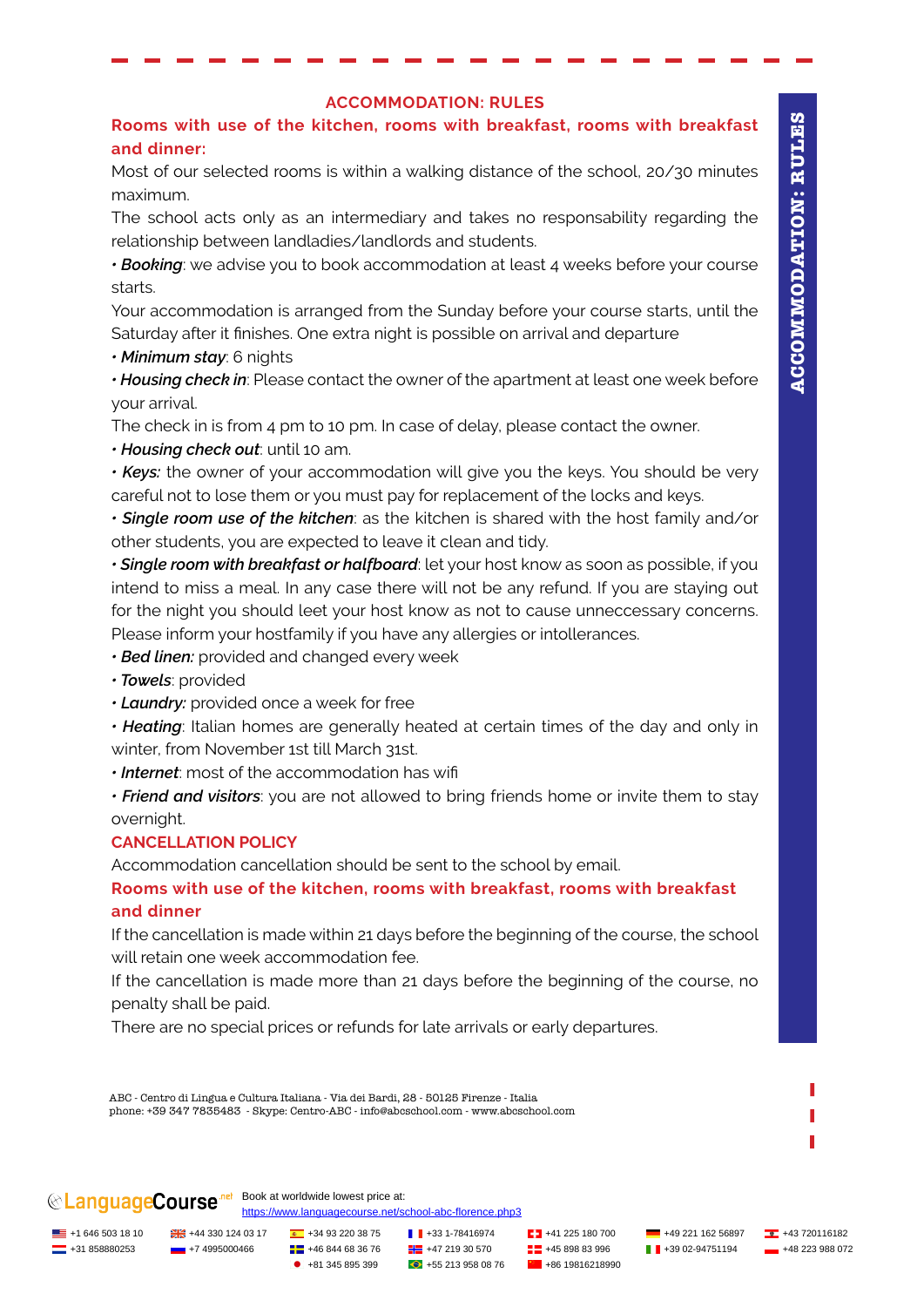## ACCOMMODATION: RULES

### Rooms with use of the kitchen, rooms with breakfast, rooms with breakfast and dinner:

Most of our selected rooms is within a walking distance of the school, 20/30 minutes maximum.

The school acts only as an intermediary and takes no responsability regarding the relationship between landladies/landlords and students.

• ***Booking***: we advise you to book accommodation at least 4 weeks before your course starts.

Your accommodation is arranged from the Sunday before your course starts, until the Saturday after it finishes. One extra night is possible on arrival and departure

• ***Minimum stay***: 6 nights

• ***Housing check in***: Please contact the owner of the apartment at least one week before your arrival.

The check in is from 4 pm to 10 pm. In case of delay, please contact the owner.

• ***Housing check out***: until 10 am.

• ***Keys:*** the owner of your accommodation will give you the keys. You should be very careful not to lose them or you must pay for replacement of the locks and keys.

• ***Single room use of the kitchen***: as the kitchen is shared with the host family and/or other students, you are expected to leave it clean and tidy.

• ***Single room with breakfast or halfboard***: let your host know as soon as possible, if you intend to miss a meal. In any case there will not be any refund. If you are staying out for the night you should leet your host know as not to cause unneccessary concerns. Please inform your hostfamily if you have any allergies or intollerances.

• ***Bed linen:*** provided and changed every week

• ***Towels***: provided

• ***Laundry:*** provided once a week for free

• ***Heating***: Italian homes are generally heated at certain times of the day and only in winter, from November 1st till March 31st.

• ***Internet***: most of the accommodation has wifi

• ***Friend and visitors***: you are not allowed to bring friends home or invite them to stay overnight.

### CANCELLATION POLICY

Accommodation cancellation should be sent to the school by email.

### Rooms with use of the kitchen, rooms with breakfast, rooms with breakfast and dinner

If the cancellation is made within 21 days before the beginning of the course, the school will retain one week accommodation fee.

If the cancellation is made more than 21 days before the beginning of the course, no penalty shall be paid.

There are no special prices or refunds for late arrivals or early departures.

ABC - Centro di Lingua e Cultura Italiana - Via dei Bardi, 28 - 50125 Firenze - Italia
phone: +39 347 7835483 - Skype: Centro-ABC - info@abcschool.com - www.abcschool.com

LanguageCourse.net Book at worldwide lowest price at: https://www.languagecourse.net/school-abc-florence.php3

+1 646 503 18 10 · +44 330 124 03 17 · +34 93 220 38 75 · +33 1-78416974 · +41 225 180 700 · +49 221 162 56897 · +43 720116182
+31 858880253 · +7 4995000466 · +46 844 68 36 76 · +47 219 30 570 · +45 898 83 996 · +39 02-94751194 · +48 223 988 072
+81 345 895 399 · +55 213 958 08 76 · +86 19816218990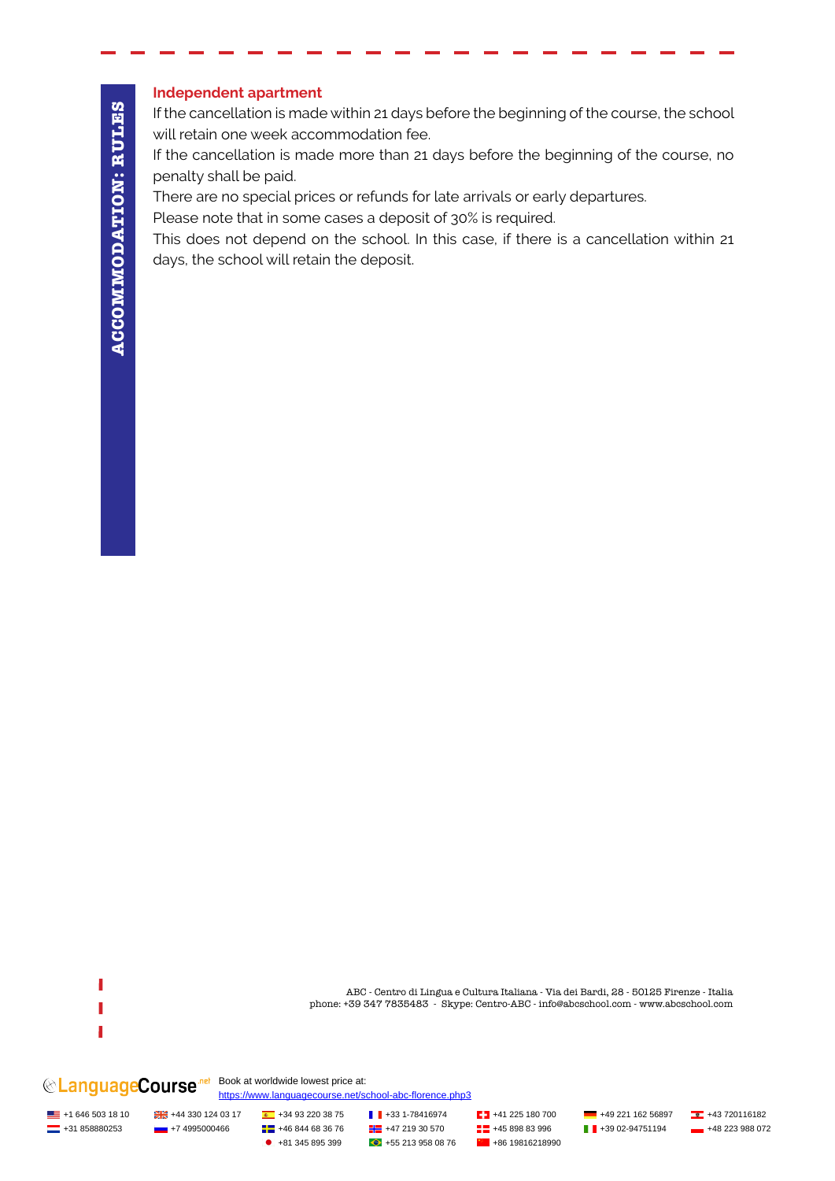## ACCOMMODATION: RULES

### Independent apartment

If the cancellation is made within 21 days before the beginning of the course, the school will retain one week accommodation fee.

If the cancellation is made more than 21 days before the beginning of the course, no penalty shall be paid.

There are no special prices or refunds for late arrivals or early departures.

Please note that in some cases a deposit of 30% is required.

This does not depend on the school. In this case, if there is a cancellation within 21 days, the school will retain the deposit.

ABC - Centro di Lingua e Cultura Italiana - Via dei Bardi, 28 - 50125 Firenze - Italia
phone: +39 347 7835483 - Skype: Centro-ABC - info@abcschool.com - www.abcschool.com

LanguageCourse.net Book at worldwide lowest price at: https://www.languagecourse.net/school-abc-florence.php3

+1 646 503 18 10 · +44 330 124 03 17 · +34 93 220 38 75 · +33 1-78416974 · +41 225 180 700 · +49 221 162 56897 · +43 720116182
+31 858880253 · +7 4995000466 · +46 844 68 36 76 · +47 219 30 570 · +45 898 83 996 · +39 02-94751194 · +48 223 988 072
+81 345 895 399 · +55 213 958 08 76 · +86 19816218990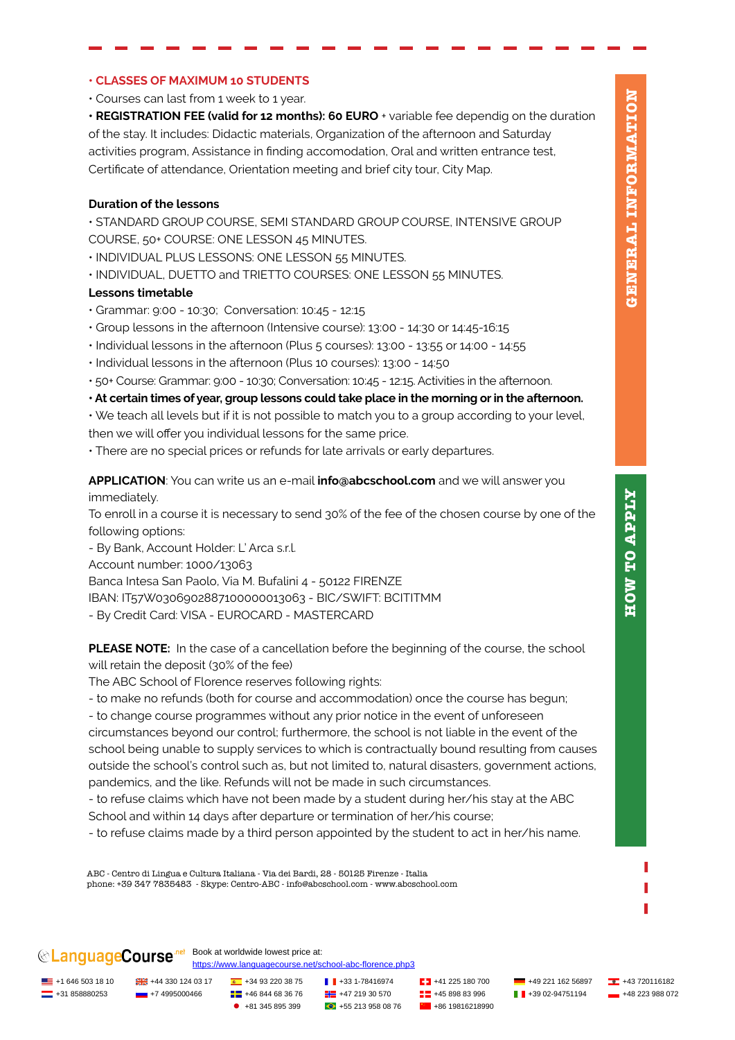**• CLASSES OF MAXIMUM 10 STUDENTS**

• Courses can last from 1 week to 1 year.

• **REGISTRATION FEE (valid for 12 months): 60 EURO** + variable fee dependig on the duration of the stay. It includes: Didactic materials, Organization of the afternoon and Saturday activities program, Assistance in finding accomodation, Oral and written entrance test, Certificate of attendance, Orientation meeting and brief city tour, City Map.

**Duration of the lessons**

• STANDARD GROUP COURSE, SEMI STANDARD GROUP COURSE, INTENSIVE GROUP COURSE, 50+ COURSE: ONE LESSON 45 MINUTES.

• INDIVIDUAL PLUS LESSONS: ONE LESSON 55 MINUTES.

• INDIVIDUAL, DUETTO and TRIETTO COURSES: ONE LESSON 55 MINUTES.

**Lessons timetable**

• Grammar: 9:00 - 10:30; Conversation: 10:45 - 12:15

• Group lessons in the afternoon (Intensive course): 13:00 - 14:30 or 14:45-16:15

• Individual lessons in the afternoon (Plus 5 courses): 13:00 - 13:55 or 14:00 - 14:55

• Individual lessons in the afternoon (Plus 10 courses): 13:00 - 14:50

• 50+ Course: Grammar: 9:00 - 10:30; Conversation: 10:45 - 12:15. Activities in the afternoon.

**• At certain times of year, group lessons could take place in the morning or in the afternoon.**

• We teach all levels but if it is not possible to match you to a group according to your level, then we will offer you individual lessons for the same price.

• There are no special prices or refunds for late arrivals or early departures.

## GENERAL INFORMATION

**APPLICATION**: You can write us an e-mail **info@abcschool.com** and we will answer you immediately.

To enroll in a course it is necessary to send 30% of the fee of the chosen course by one of the following options:

- By Bank, Account Holder: L' Arca s.r.l.
Account number: 1000/13063
Banca Intesa San Paolo, Via M. Bufalini 4 - 50122 FIRENZE
IBAN: IT57W0306902887100000013063 - BIC/SWIFT: BCITITMM
- By Credit Card: VISA - EUROCARD - MASTERCARD

**PLEASE NOTE:** In the case of a cancellation before the beginning of the course, the school will retain the deposit (30% of the fee)

The ABC School of Florence reserves following rights:

- to make no refunds (both for course and accommodation) once the course has begun;
- to change course programmes without any prior notice in the event of unforeseen circumstances beyond our control; furthermore, the school is not liable in the event of the school being unable to supply services to which is contractually bound resulting from causes outside the school's control such as, but not limited to, natural disasters, government actions, pandemics, and the like. Refunds will not be made in such circumstances.
- to refuse claims which have not been made by a student during her/his stay at the ABC School and within 14 days after departure or termination of her/his course;
- to refuse claims made by a third person appointed by the student to act in her/his name.

## HOW TO APPLY

ABC - Centro di Lingua e Cultura Italiana - Via dei Bardi, 28 - 50125 Firenze - Italia
phone: +39 347 7835483 - Skype: Centro-ABC - info@abcschool.com - www.abcschool.com

LanguageCourse.net Book at worldwide lowest price at: https://www.languagecourse.net/school-abc-florence.php3

+1 646 503 18 10 · +44 330 124 03 17 · +34 93 220 38 75 · +33 1-78416974 · +41 225 180 700 · +49 221 162 56897 · +43 720116182
+31 858880253 · +7 4995000466 · +46 844 68 36 76 · +47 219 30 570 · +45 898 83 996 · +39 02-94751194 · +48 223 988 072
+81 345 895 399 · +55 213 958 08 76 · +86 19816218990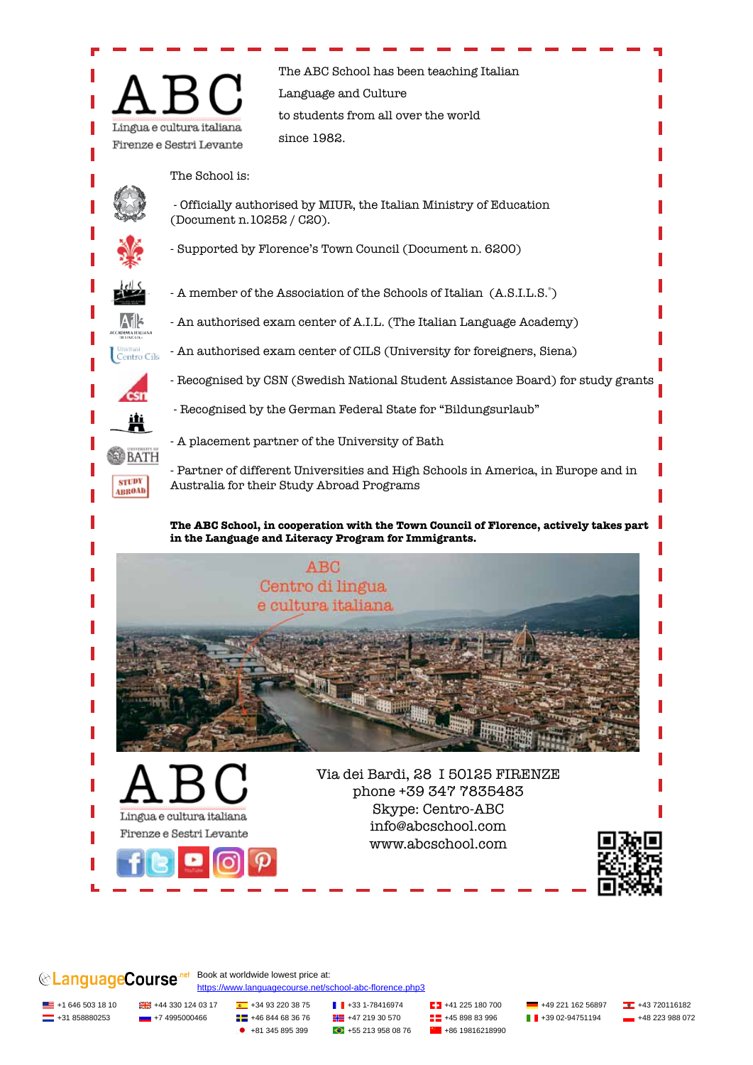# ABC

Lingua e cultura italiana
Firenze e Sestri Levante

The ABC School has been teaching Italian Language and Culture to students from all over the world since 1982.

The School is:

- Officially authorised by MIUR, the Italian Ministry of Education (Document n.10252 / C20).
- Supported by Florence's Town Council (Document n. 6200)
- A member of the Association of the Schools of Italian (A.S.I.L.S.®)
- An authorised exam center of A.I.L. (The Italian Language Academy)
- An authorised exam center of CILS (University for foreigners, Siena)
- Recognised by CSN (Swedish National Student Assistance Board) for study grants
- Recognised by the German Federal State for "Bildungsurlaub"
- A placement partner of the University of Bath
- Partner of different Universities and High Schools in America, in Europe and in Australia for their Study Abroad Programs

**The ABC School, in cooperation with the Town Council of Florence, actively takes part in the Language and Literacy Program for Immigrants.**

ABC
Centro di lingua
e cultura italiana

ABC
Lingua e cultura italiana
Firenze e Sestri Levante

Via dei Bardi, 28 I 50125 FIRENZE
phone +39 347 7835483
Skype: Centro-ABC
info@abcschool.com
www.abcschool.com

LanguageCourse.net Book at worldwide lowest price at:
https://www.languagecourse.net/school-abc-florence.php3

+1 646 503 18 10 | +44 330 124 03 17 | +34 93 220 38 75 | +33 1-78416974 | +41 225 180 700 | +49 221 162 56897 | +43 720116182
+31 858880253 | +7 4995000466 | +46 844 68 36 76 | +47 219 30 570 | +45 898 83 996 | +39 02-94751194 | +48 223 988 072
+81 345 895 399 | +55 213 958 08 76 | +86 19816218990